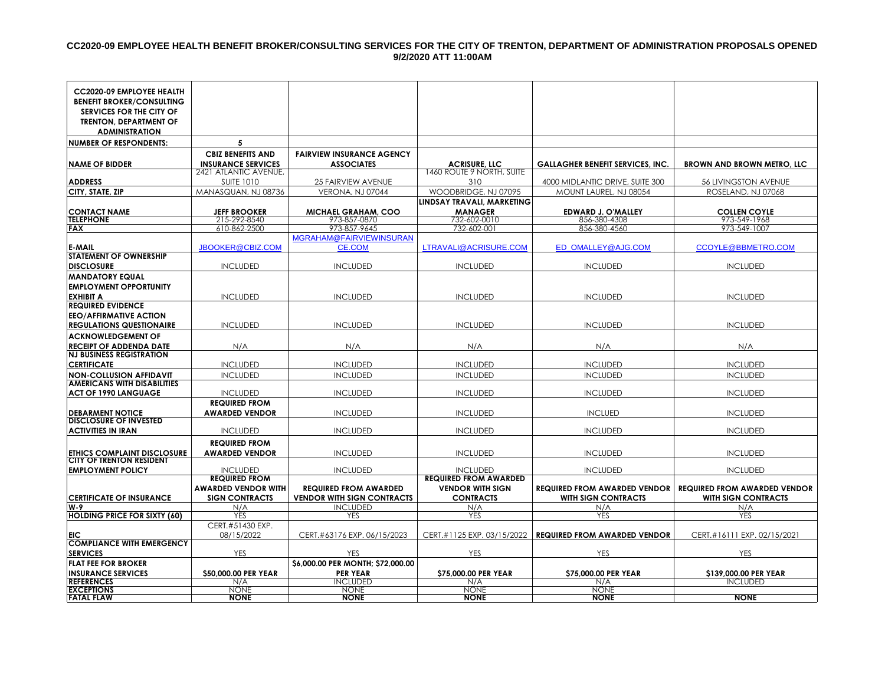**CC2020-09 EMPLOYEE HEALTH BENEFIT BROKER/CONSULTING SERVICES FOR THE CITY OF TRENTON, DEPARTMENT OF ADMINISTRATION PROPOSALS OPENED 9/2/2020 ATT 11:00AM**

| CC2020-09 EMPLOYEE HEALTH BENEFIT BROKER/CONSULTING SERVICES FOR THE CITY OF TRENTON, DEPARTMENT OF ADMINISTRATION | | | | | |
|---|---|---|---|---|---|
| NUMBER OF RESPONDENTS: | 5 | | | | |
| NAME OF BIDDER | CBIZ BENEFITS AND INSURANCE SERVICES | FAIRVIEW INSURANCE AGENCY ASSOCIATES | ACRISURE, LLC | GALLAGHER BENEFIT SERVICES, INC. | BROWN AND BROWN METRO, LLC |
| ADDRESS | 2421 ATLANTIC AVENUE, SUITE 1010 | 25 FAIRVIEW AVENUE | 1460 ROUTE 9 NORTH, SUITE 310 | 4000 MIDLANTIC DRIVE, SUITE 300 | 56 LIVINGSTON AVENUE |
| CITY, STATE, ZIP | MANASQUAN, NJ 08736 | VERONA, NJ 07044 | WOODBRIDGE, NJ 07095 | MOUNT LAUREL, NJ 08054 | ROSELAND, NJ 07068 |
| CONTACT NAME | JEFF BROOKER | MICHAEL GRAHAM, COO | LINDSAY TRAVALI, MARKETING MANAGER | EDWARD J. O'MALLEY | COLLEN COYLE |
| TELEPHONE | 215-292-8540 | 973-857-0870 | 732-602-0010 | 856-380-4308 | 973-549-1968 |
| FAX | 610-862-2500 | 973-857-9645 | 732-602-001 | 856-380-4560 | 973-549-1007 |
| E-MAIL | JBOOKER@CBIZ.COM | MGRAHAM@FAIRVIEWINSURANCE.COM | LTRAVALI@ACRISURE.COM | ED_OMALLEY@AJG.COM | CCOYLE@BBMETRO.COM |
| STATEMENT OF OWNERSHIP DISCLOSURE | INCLUDED | INCLUDED | INCLUDED | INCLUDED | INCLUDED |
| MANDATORY EQUAL EMPLOYMENT OPPORTUNITY EXHIBIT A | INCLUDED | INCLUDED | INCLUDED | INCLUDED | INCLUDED |
| REQUIRED EVIDENCE EEO/AFFIRMATIVE ACTION REGULATIONS QUESTIONAIRE | INCLUDED | INCLUDED | INCLUDED | INCLUDED | INCLUDED |
| ACKNOWLEDGEMENT OF RECEIPT OF ADDENDA DATE | N/A | N/A | N/A | N/A | N/A |
| NJ BUSINESS REGISTRATION CERTIFICATE | INCLUDED | INCLUDED | INCLUDED | INCLUDED | INCLUDED |
| NON-COLLUSION AFFIDAVIT | INCLUDED | INCLUDED | INCLUDED | INCLUDED | INCLUDED |
| AMERICANS WITH DISABILITIES ACT OF 1990 LANGUAGE | INCLUDED | INCLUDED | INCLUDED | INCLUDED | INCLUDED |
| DEBARMENT NOTICE | REQUIRED FROM AWARDED VENDOR | INCLUDED | INCLUDED | INCLUED | INCLUDED |
| DISCLOSURE OF INVESTED ACTIVITIES IN IRAN | INCLUDED | INCLUDED | INCLUDED | INCLUDED | INCLUDED |
| ETHICS COMPLAINT DISCLOSURE | REQUIRED FROM AWARDED VENDOR | INCLUDED | INCLUDED | INCLUDED | INCLUDED |
| CITY OF TRENTON RESIDENT EMPLOYMENT POLICY | INCLUDED | INCLUDED | INCLUDED | INCLUDED | INCLUDED |
| CERTIFICATE OF INSURANCE | REQUIRED FROM AWARDED VENDOR WITH SIGN CONTRACTS | REQUIRED FROM AWARDED VENDOR WITH SIGN CONTRACTS | REQUIRED FROM AWARDED VENDOR WITH SIGN CONTRACTS | REQUIRED FROM AWARDED VENDOR WITH SIGN CONTRACTS | REQUIRED FROM AWARDED VENDOR WITH SIGN CONTRACTS |
| W-9 | N/A | INCLUDED | N/A | N/A | N/A |
| HOLDING PRICE FOR SIXTY (60) | YES | YES | YES | YES | YES |
| EIC | CERT.#51430 EXP. 08/15/2022 | CERT.#63176 EXP. 06/15/2023 | CERT.#1125 EXP. 03/15/2022 | REQUIRED FROM AWARDED VENDOR | CERT.#16111 EXP. 02/15/2021 |
| COMPLIANCE WITH EMERGENCY SERVICES | YES | YES | YES | YES | YES |
| FLAT FEE FOR BROKER INSURANCE SERVICES | $50,000.00 PER YEAR | $6,000.00 PER MONTH; $72,000.00 PER YEAR | $75,000.00 PER YEAR | $75,000.00 PER YEAR | $139,000.00 PER YEAR |
| REFERENCES | N/A | INCLUDED | N/A | N/A | INCLUDED |
| EXCEPTIONS | NONE | NONE | NONE | NONE | |
| FATAL FLAW | NONE | NONE | NONE | NONE | NONE |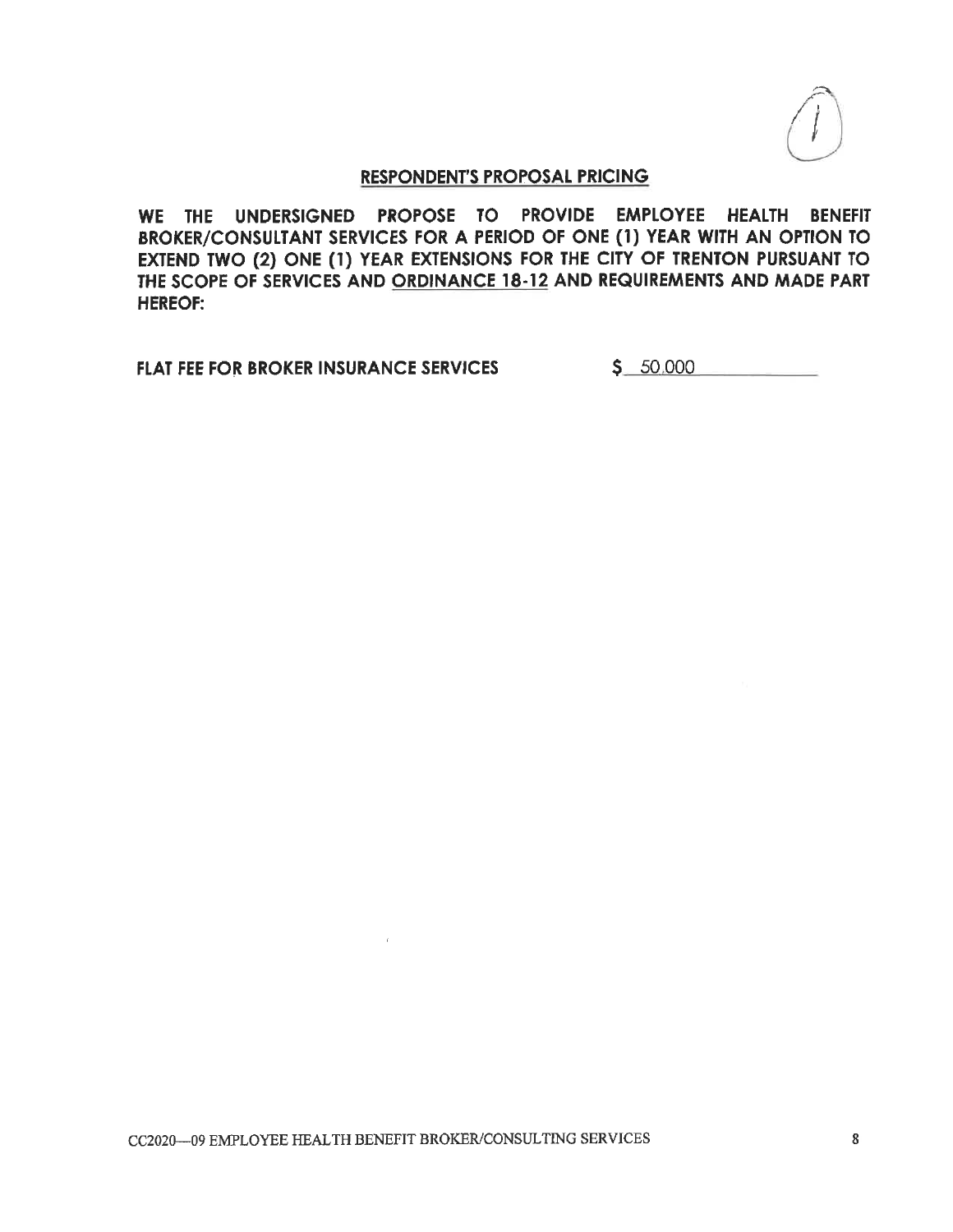## RESPONDENT'S PROPOSAL PRICING

**WE THE UNDERSIGNED PROPOSE TO PROVIDE EMPLOYEE HEALTH BENEFIT BROKER/CONSULTANT SERVICES FOR A PERIOD OF ONE (1) YEAR WITH AN OPTION TO EXTEND TWO (2) ONE (1) YEAR EXTENSIONS FOR THE CITY OF TRENTON PURSUANT TO THE SCOPE OF SERVICES AND ORDINANCE 18-12 AND REQUIREMENTS AND MADE PART HEREOF:**

**FLAT FEE FOR BROKER INSURANCE SERVICES** $ 50,000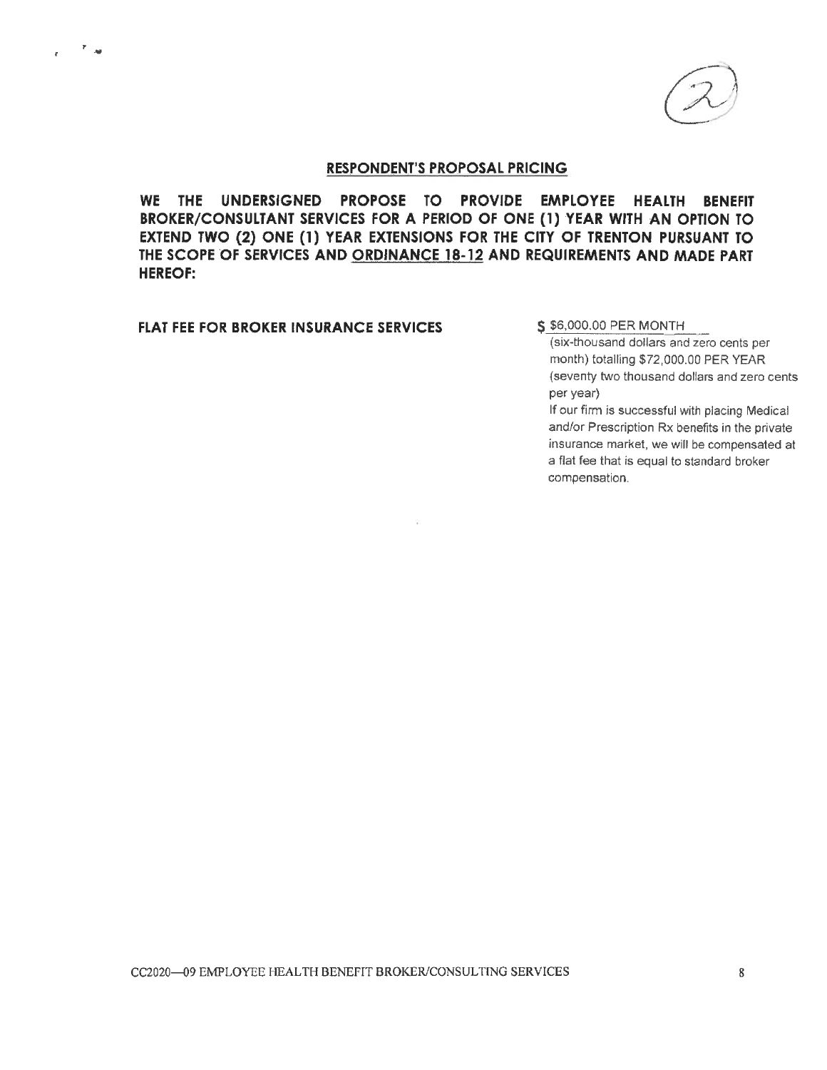## RESPONDENT'S PROPOSAL PRICING

**WE THE UNDERSIGNED PROPOSE TO PROVIDE EMPLOYEE HEALTH BENEFIT BROKER/CONSULTANT SERVICES FOR A PERIOD OF ONE (1) YEAR WITH AN OPTION TO EXTEND TWO (2) ONE (1) YEAR EXTENSIONS FOR THE CITY OF TRENTON PURSUANT TO THE SCOPE OF SERVICES AND ORDINANCE 18-12 AND REQUIREMENTS AND MADE PART HEREOF:**

**FLAT FEE FOR BROKER INSURANCE SERVICES**

$ $6,000.00 PER MONTH

(six-thousand dollars and zero cents per month) totalling $72,000.00 PER YEAR (seventy two thousand dollars and zero cents per year)

If our firm is successful with placing Medical and/or Prescription Rx benefits in the private insurance market, we will be compensated at a flat fee that is equal to standard broker compensation.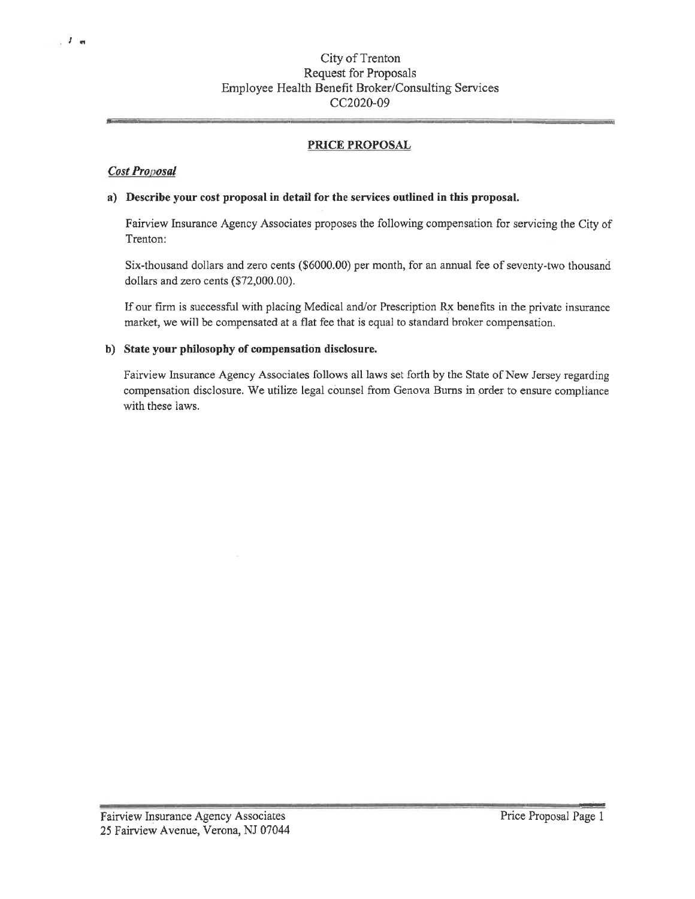City of Trenton
Request for Proposals
Employee Health Benefit Broker/Consulting Services
CC2020-09

## PRICE PROPOSAL

### *Cost Proposal*

**a) Describe your cost proposal in detail for the services outlined in this proposal.**

Fairview Insurance Agency Associates proposes the following compensation for servicing the City of Trenton:

Six-thousand dollars and zero cents ($6000.00) per month, for an annual fee of seventy-two thousand dollars and zero cents ($72,000.00).

If our firm is successful with placing Medical and/or Prescription Rx benefits in the private insurance market, we will be compensated at a flat fee that is equal to standard broker compensation.

**b) State your philosophy of compensation disclosure.**

Fairview Insurance Agency Associates follows all laws set forth by the State of New Jersey regarding compensation disclosure. We utilize legal counsel from Genova Burns in order to ensure compliance with these laws.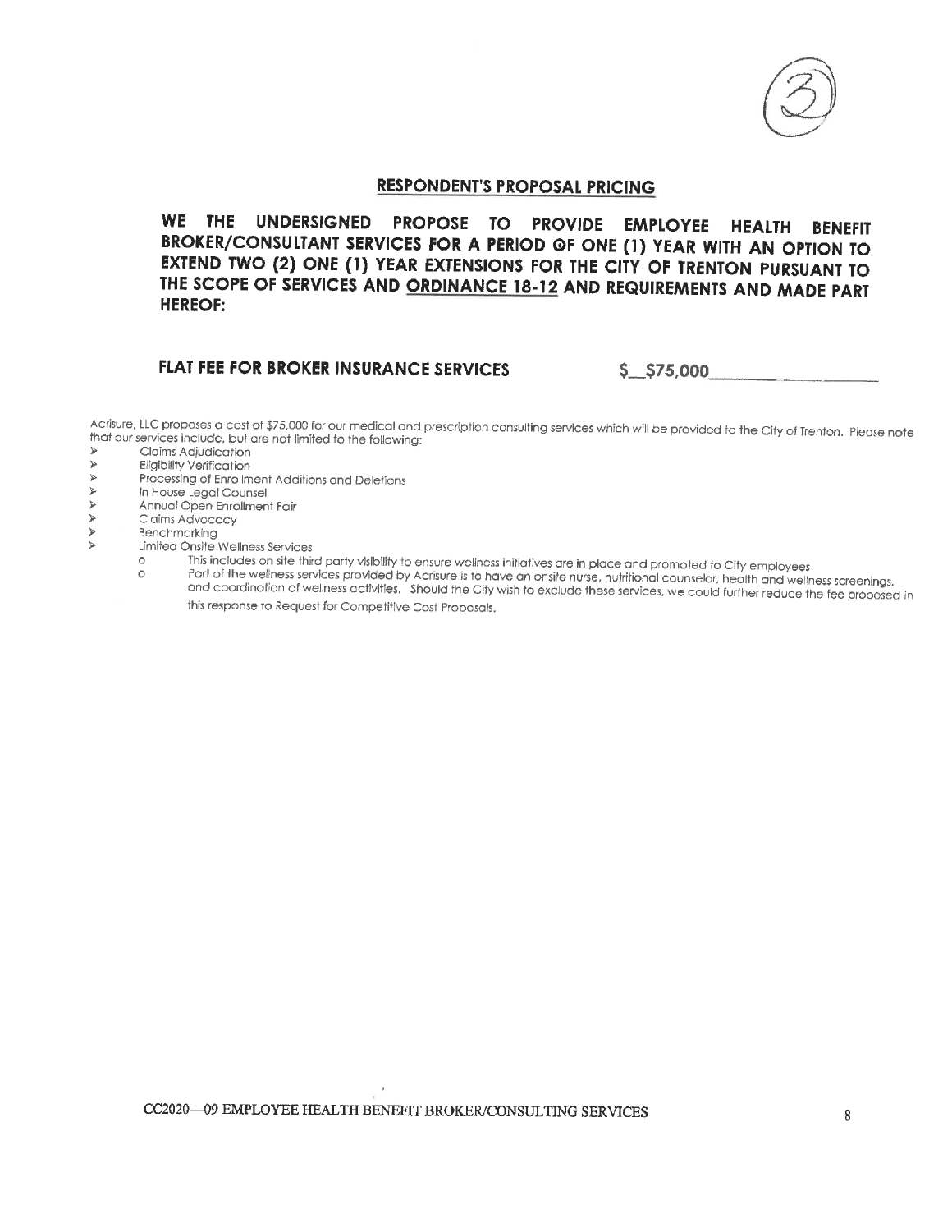## RESPONDENT'S PROPOSAL PRICING

**WE THE UNDERSIGNED PROPOSE TO PROVIDE EMPLOYEE HEALTH BENEFIT BROKER/CONSULTANT SERVICES FOR A PERIOD OF ONE (1) YEAR WITH AN OPTION TO EXTEND TWO (2) ONE (1) YEAR EXTENSIONS FOR THE CITY OF TRENTON PURSUANT TO THE SCOPE OF SERVICES AND ORDINANCE 18-12 AND REQUIREMENTS AND MADE PART HEREOF:**

**FLAT FEE FOR BROKER INSURANCE SERVICES** $\_\_$75,000\_\_\_\_\_\_\_\_\_\_

Acrisure, LLC proposes a cost of $75,000 for our medical and prescription consulting services which will be provided to the City of Trenton. Please note that our services include, but are not limited to the following:

- Claims Adjudication
- Eligibility Verification
- Processing of Enrollment Additions and Deletions
- In House Legal Counsel
- Annual Open Enrollment Fair
- Claims Advocacy
- Benchmarking
- Limited Onsite Wellness Services
  - This includes on site third party visibility to ensure wellness initiatives are in place and promoted to City employees
  - Part of the wellness services provided by Acrisure is to have an onsite nurse, nutritional counselor, health and wellness screenings, and coordination of wellness activities. Should the City wish to exclude these services, we could further reduce the fee proposed in this response to Request for Competitive Cost Proposals.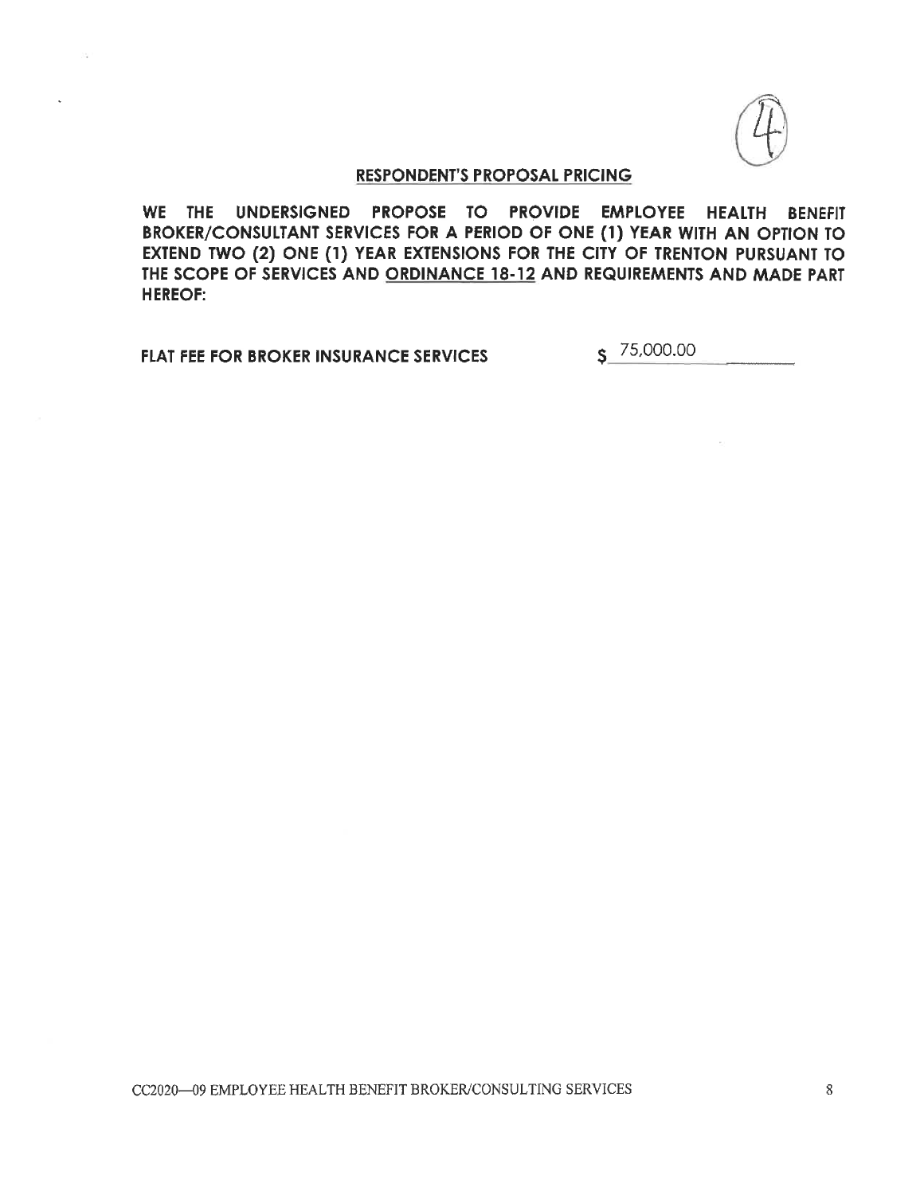## RESPONDENT'S PROPOSAL PRICING

**WE THE UNDERSIGNED PROPOSE TO PROVIDE EMPLOYEE HEALTH BENEFIT BROKER/CONSULTANT SERVICES FOR A PERIOD OF ONE (1) YEAR WITH AN OPTION TO EXTEND TWO (2) ONE (1) YEAR EXTENSIONS FOR THE CITY OF TRENTON PURSUANT TO THE SCOPE OF SERVICES AND ORDINANCE 18-12 AND REQUIREMENTS AND MADE PART HEREOF:**

**FLAT FEE FOR BROKER INSURANCE SERVICES** **$** 75,000.00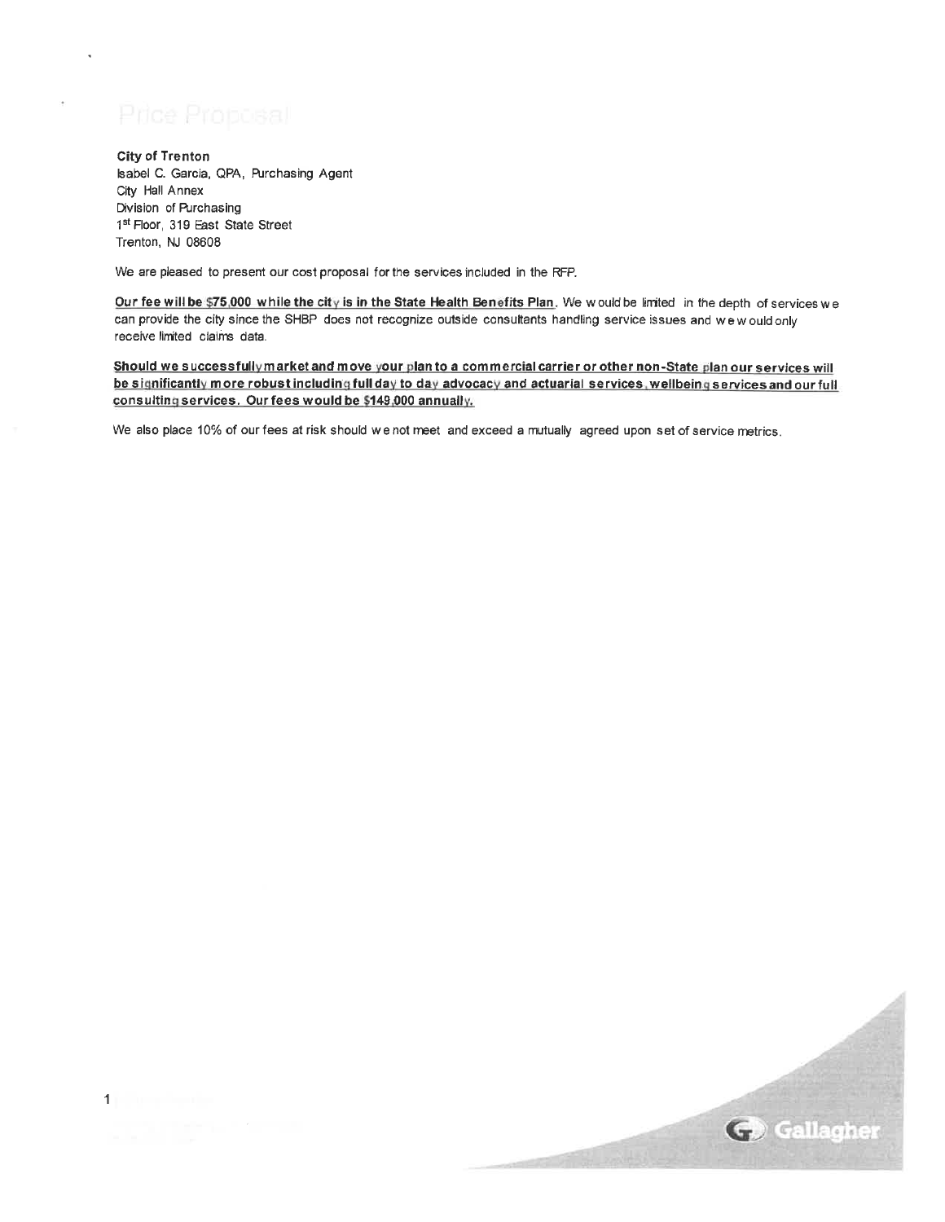# Price Proposal

**City of Trenton**
Isabel C. Garcia, QPA, Purchasing Agent
City Hall Annex
Division of Purchasing
1st Floor, 319 East State Street
Trenton, NJ 08608

We are pleased to present our cost proposal for the services included in the RFP.

**Our fee will be $75,000 while the city is in the State Health Benefits Plan**. We would be limited in the depth of services we can provide the city since the SHBP does not recognize outside consultants handling service issues and we would only receive limited claims data.

**Should we successfully market and move your plan to a commercial carrier or other non-State plan our services will be significantly more robust including full day to day advocacy and actuarial services, wellbeing services and our full consulting services. Our fees would be $149,000 annually.**

We also place 10% of our fees at risk should we not meet and exceed a mutually agreed upon set of service metrics.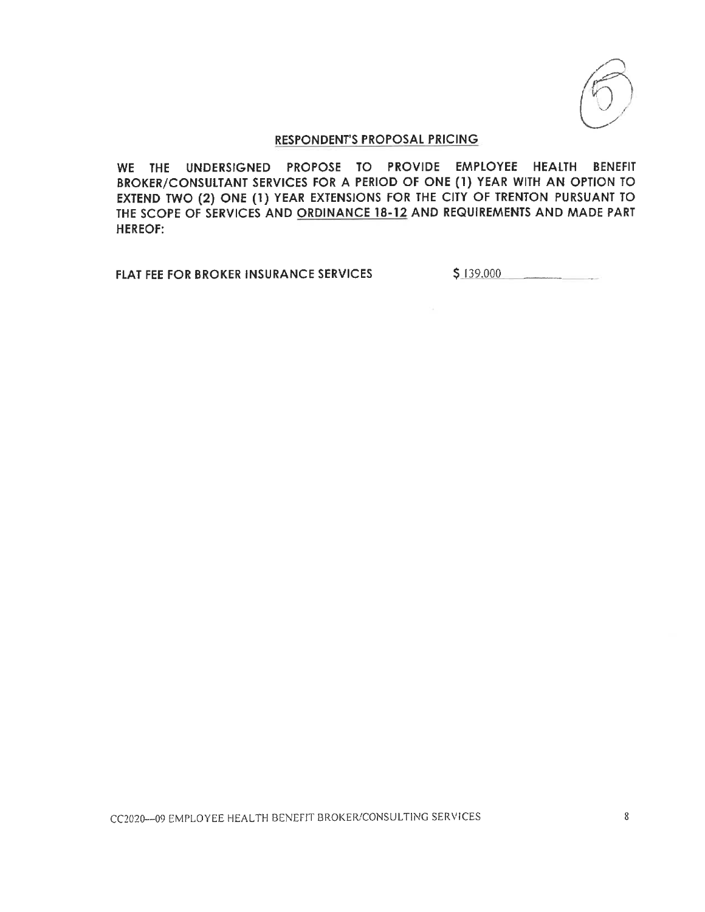## RESPONDENT'S PROPOSAL PRICING

**WE THE UNDERSIGNED PROPOSE TO PROVIDE EMPLOYEE HEALTH BENEFIT BROKER/CONSULTANT SERVICES FOR A PERIOD OF ONE (1) YEAR WITH AN OPTION TO EXTEND TWO (2) ONE (1) YEAR EXTENSIONS FOR THE CITY OF TRENTON PURSUANT TO THE SCOPE OF SERVICES AND ORDINANCE 18-12 AND REQUIREMENTS AND MADE PART HEREOF:**

**FLAT FEE FOR BROKER INSURANCE SERVICES** $ 139,000

CC2020--09 EMPLOYEE HEALTH BENEFIT BROKER/CONSULTING SERVICES